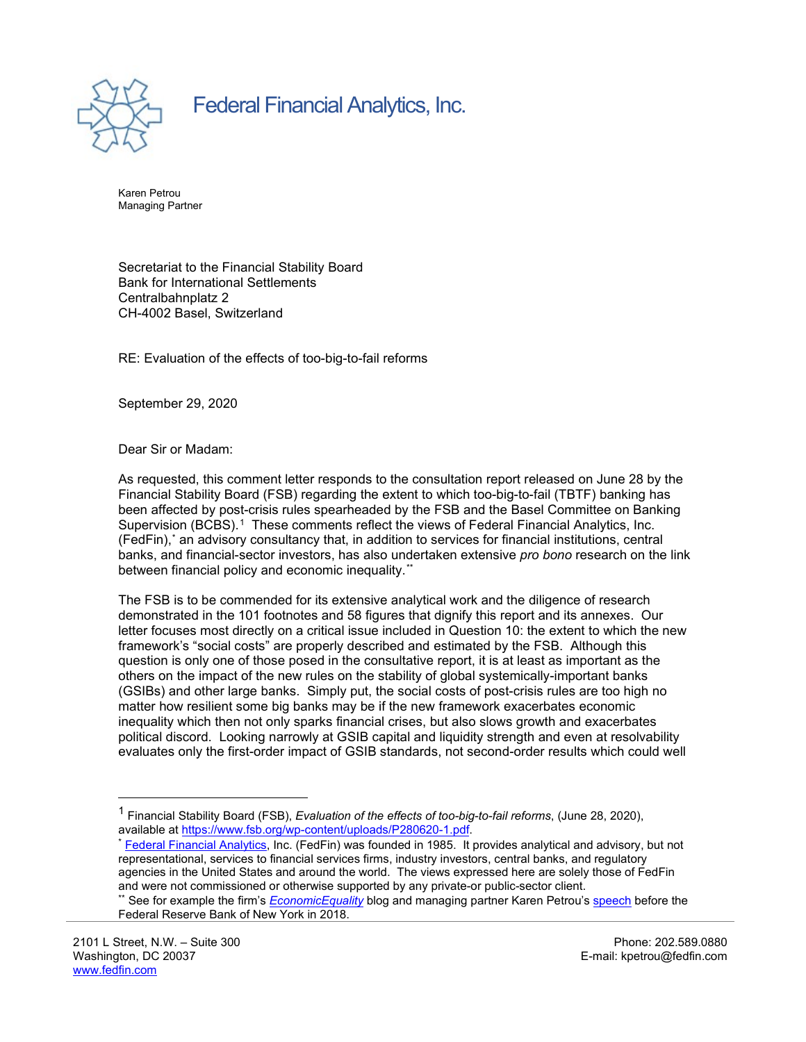# Federal Financial Analytics, Inc.

Karen Petrou
Managing Partner

Secretariat to the Financial Stability Board
Bank for International Settlements
Centralbahnplatz 2
CH-4002 Basel, Switzerland

RE: Evaluation of the effects of too-big-to-fail reforms

September 29, 2020

Dear Sir or Madam:

As requested, this comment letter responds to the consultation report released on June 28 by the Financial Stability Board (FSB) regarding the extent to which too-big-to-fail (TBTF) banking has been affected by post-crisis rules spearheaded by the FSB and the Basel Committee on Banking Supervision (BCBS).[1] These comments reflect the views of Federal Financial Analytics, Inc. (FedFin),[*] an advisory consultancy that, in addition to services for financial institutions, central banks, and financial-sector investors, has also undertaken extensive *pro bono* research on the link between financial policy and economic inequality.[**]

The FSB is to be commended for its extensive analytical work and the diligence of research demonstrated in the 101 footnotes and 58 figures that dignify this report and its annexes. Our letter focuses most directly on a critical issue included in Question 10: the extent to which the new framework's "social costs" are properly described and estimated by the FSB. Although this question is only one of those posed in the consultative report, it is at least as important as the others on the impact of the new rules on the stability of global systemically-important banks (GSIBs) and other large banks. Simply put, the social costs of post-crisis rules are too high no matter how resilient some big banks may be if the new framework exacerbates economic inequality which then not only sparks financial crises, but also slows growth and exacerbates political discord. Looking narrowly at GSIB capital and liquidity strength and even at resolvability evaluates only the first-order impact of GSIB standards, not second-order results which could well

---

[1] Financial Stability Board (FSB), *Evaluation of the effects of too-big-to-fail reforms*, (June 28, 2020), available at https://www.fsb.org/wp-content/uploads/P280620-1.pdf.

[*] Federal Financial Analytics, Inc. (FedFin) was founded in 1985. It provides analytical and advisory, but not representational, services to financial services firms, industry investors, central banks, and regulatory agencies in the United States and around the world. The views expressed here are solely those of FedFin and were not commissioned or otherwise supported by any private-or public-sector client.

[**] See for example the firm's *EconomicEquality* blog and managing partner Karen Petrou's speech before the Federal Reserve Bank of New York in 2018.

2101 L Street, N.W. – Suite 300
Washington, DC 20037
www.fedfin.com

Phone: 202.589.0880
E-mail: kpetrou@fedfin.com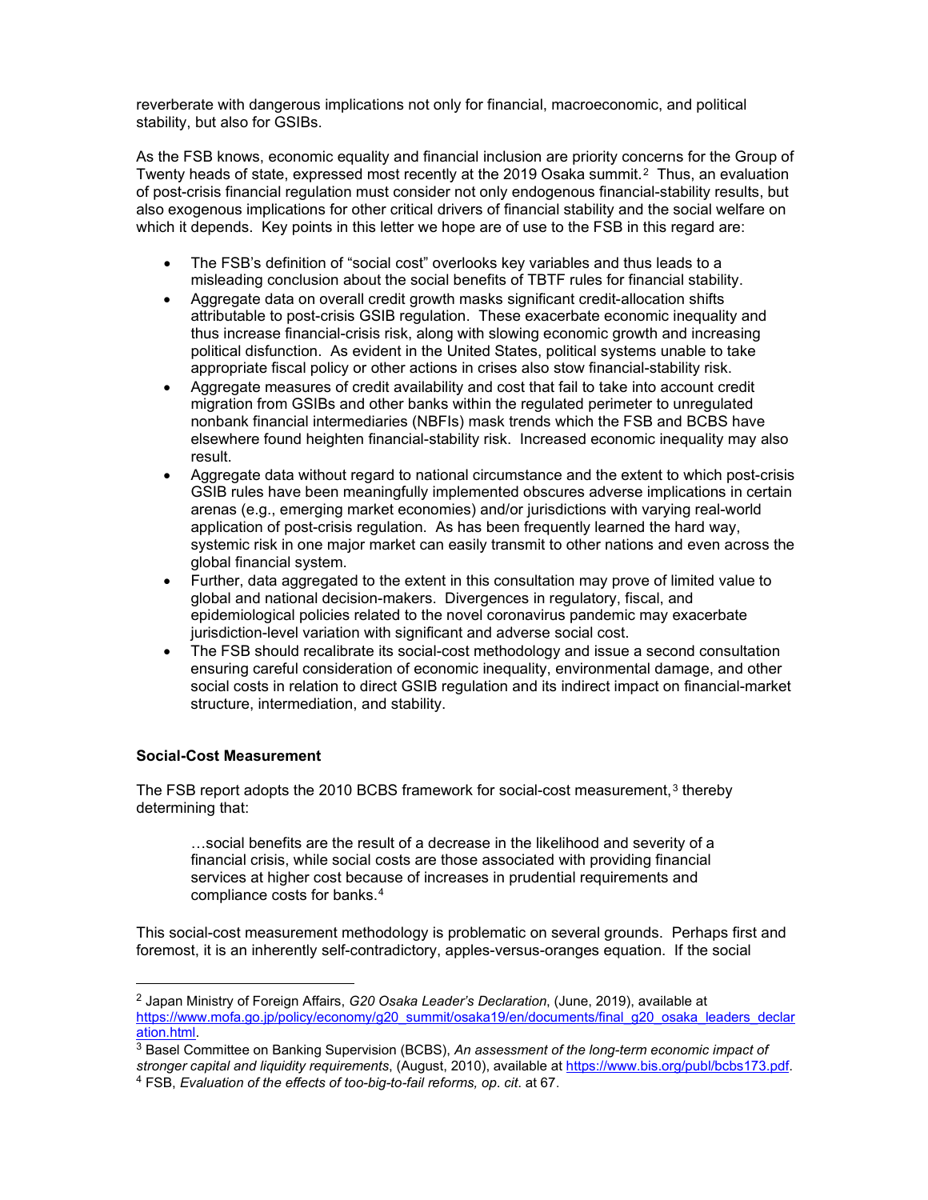reverberate with dangerous implications not only for financial, macroeconomic, and political stability, but also for GSIBs.

As the FSB knows, economic equality and financial inclusion are priority concerns for the Group of Twenty heads of state, expressed most recently at the 2019 Osaka summit.[2] Thus, an evaluation of post-crisis financial regulation must consider not only endogenous financial-stability results, but also exogenous implications for other critical drivers of financial stability and the social welfare on which it depends. Key points in this letter we hope are of use to the FSB in this regard are:

- The FSB's definition of "social cost" overlooks key variables and thus leads to a misleading conclusion about the social benefits of TBTF rules for financial stability.
- Aggregate data on overall credit growth masks significant credit-allocation shifts attributable to post-crisis GSIB regulation. These exacerbate economic inequality and thus increase financial-crisis risk, along with slowing economic growth and increasing political disfunction. As evident in the United States, political systems unable to take appropriate fiscal policy or other actions in crises also stow financial-stability risk.
- Aggregate measures of credit availability and cost that fail to take into account credit migration from GSIBs and other banks within the regulated perimeter to unregulated nonbank financial intermediaries (NBFIs) mask trends which the FSB and BCBS have elsewhere found heighten financial-stability risk. Increased economic inequality may also result.
- Aggregate data without regard to national circumstance and the extent to which post-crisis GSIB rules have been meaningfully implemented obscures adverse implications in certain arenas (e.g., emerging market economies) and/or jurisdictions with varying real-world application of post-crisis regulation. As has been frequently learned the hard way, systemic risk in one major market can easily transmit to other nations and even across the global financial system.
- Further, data aggregated to the extent in this consultation may prove of limited value to global and national decision-makers. Divergences in regulatory, fiscal, and epidemiological policies related to the novel coronavirus pandemic may exacerbate jurisdiction-level variation with significant and adverse social cost.
- The FSB should recalibrate its social-cost methodology and issue a second consultation ensuring careful consideration of economic inequality, environmental damage, and other social costs in relation to direct GSIB regulation and its indirect impact on financial-market structure, intermediation, and stability.

**Social-Cost Measurement**

The FSB report adopts the 2010 BCBS framework for social-cost measurement,[3] thereby determining that:

> …social benefits are the result of a decrease in the likelihood and severity of a financial crisis, while social costs are those associated with providing financial services at higher cost because of increases in prudential requirements and compliance costs for banks.[4]

This social-cost measurement methodology is problematic on several grounds. Perhaps first and foremost, it is an inherently self-contradictory, apples-versus-oranges equation. If the social

---

[2] Japan Ministry of Foreign Affairs, *G20 Osaka Leader's Declaration*, (June, 2019), available at https://www.mofa.go.jp/policy/economy/g20_summit/osaka19/en/documents/final_g20_osaka_leaders_declaration.html.

[3] Basel Committee on Banking Supervision (BCBS), *An assessment of the long-term economic impact of stronger capital and liquidity requirements*, (August, 2010), available at https://www.bis.org/publ/bcbs173.pdf.

[4] FSB, *Evaluation of the effects of too-big-to-fail reforms, op. cit.* at 67.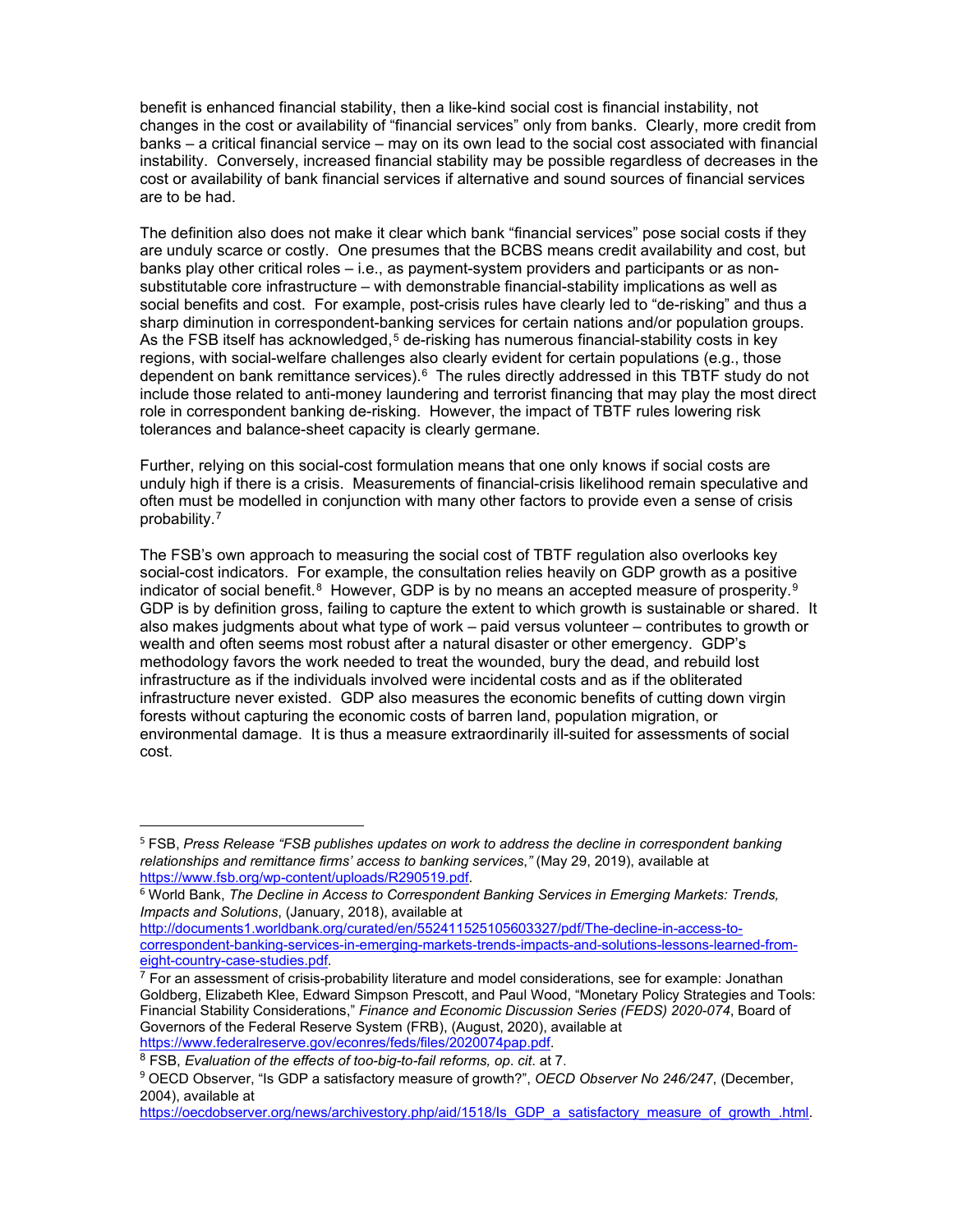benefit is enhanced financial stability, then a like-kind social cost is financial instability, not changes in the cost or availability of "financial services" only from banks. Clearly, more credit from banks – a critical financial service – may on its own lead to the social cost associated with financial instability. Conversely, increased financial stability may be possible regardless of decreases in the cost or availability of bank financial services if alternative and sound sources of financial services are to be had.

The definition also does not make it clear which bank "financial services" pose social costs if they are unduly scarce or costly. One presumes that the BCBS means credit availability and cost, but banks play other critical roles – i.e., as payment-system providers and participants or as non-substitutable core infrastructure – with demonstrable financial-stability implications as well as social benefits and cost. For example, post-crisis rules have clearly led to "de-risking" and thus a sharp diminution in correspondent-banking services for certain nations and/or population groups. As the FSB itself has acknowledged,[5] de-risking has numerous financial-stability costs in key regions, with social-welfare challenges also clearly evident for certain populations (e.g., those dependent on bank remittance services).[6] The rules directly addressed in this TBTF study do not include those related to anti-money laundering and terrorist financing that may play the most direct role in correspondent banking de-risking. However, the impact of TBTF rules lowering risk tolerances and balance-sheet capacity is clearly germane.

Further, relying on this social-cost formulation means that one only knows if social costs are unduly high if there is a crisis. Measurements of financial-crisis likelihood remain speculative and often must be modelled in conjunction with many other factors to provide even a sense of crisis probability.[7]

The FSB's own approach to measuring the social cost of TBTF regulation also overlooks key social-cost indicators. For example, the consultation relies heavily on GDP growth as a positive indicator of social benefit.[8] However, GDP is by no means an accepted measure of prosperity.[9] GDP is by definition gross, failing to capture the extent to which growth is sustainable or shared. It also makes judgments about what type of work – paid versus volunteer – contributes to growth or wealth and often seems most robust after a natural disaster or other emergency. GDP's methodology favors the work needed to treat the wounded, bury the dead, and rebuild lost infrastructure as if the individuals involved were incidental costs and as if the obliterated infrastructure never existed. GDP also measures the economic benefits of cutting down virgin forests without capturing the economic costs of barren land, population migration, or environmental damage. It is thus a measure extraordinarily ill-suited for assessments of social cost.

---

[5] FSB, *Press Release "FSB publishes updates on work to address the decline in correspondent banking relationships and remittance firms' access to banking services,"* (May 29, 2019), available at https://www.fsb.org/wp-content/uploads/R290519.pdf.

[6] World Bank, *The Decline in Access to Correspondent Banking Services in Emerging Markets: Trends, Impacts and Solutions*, (January, 2018), available at http://documents1.worldbank.org/curated/en/552411525105603327/pdf/The-decline-in-access-to-correspondent-banking-services-in-emerging-markets-trends-impacts-and-solutions-lessons-learned-from-eight-country-case-studies.pdf.

[7] For an assessment of crisis-probability literature and model considerations, see for example: Jonathan Goldberg, Elizabeth Klee, Edward Simpson Prescott, and Paul Wood, "Monetary Policy Strategies and Tools: Financial Stability Considerations," *Finance and Economic Discussion Series (FEDS) 2020-074*, Board of Governors of the Federal Reserve System (FRB), (August, 2020), available at https://www.federalreserve.gov/econres/feds/files/2020074pap.pdf.

[8] FSB, *Evaluation of the effects of too-big-to-fail reforms, op. cit*. at 7.

[9] OECD Observer, "Is GDP a satisfactory measure of growth?", *OECD Observer No 246/247*, (December, 2004), available at https://oecdobserver.org/news/archivestory.php/aid/1518/Is_GDP_a_satisfactory_measure_of_growth_.html.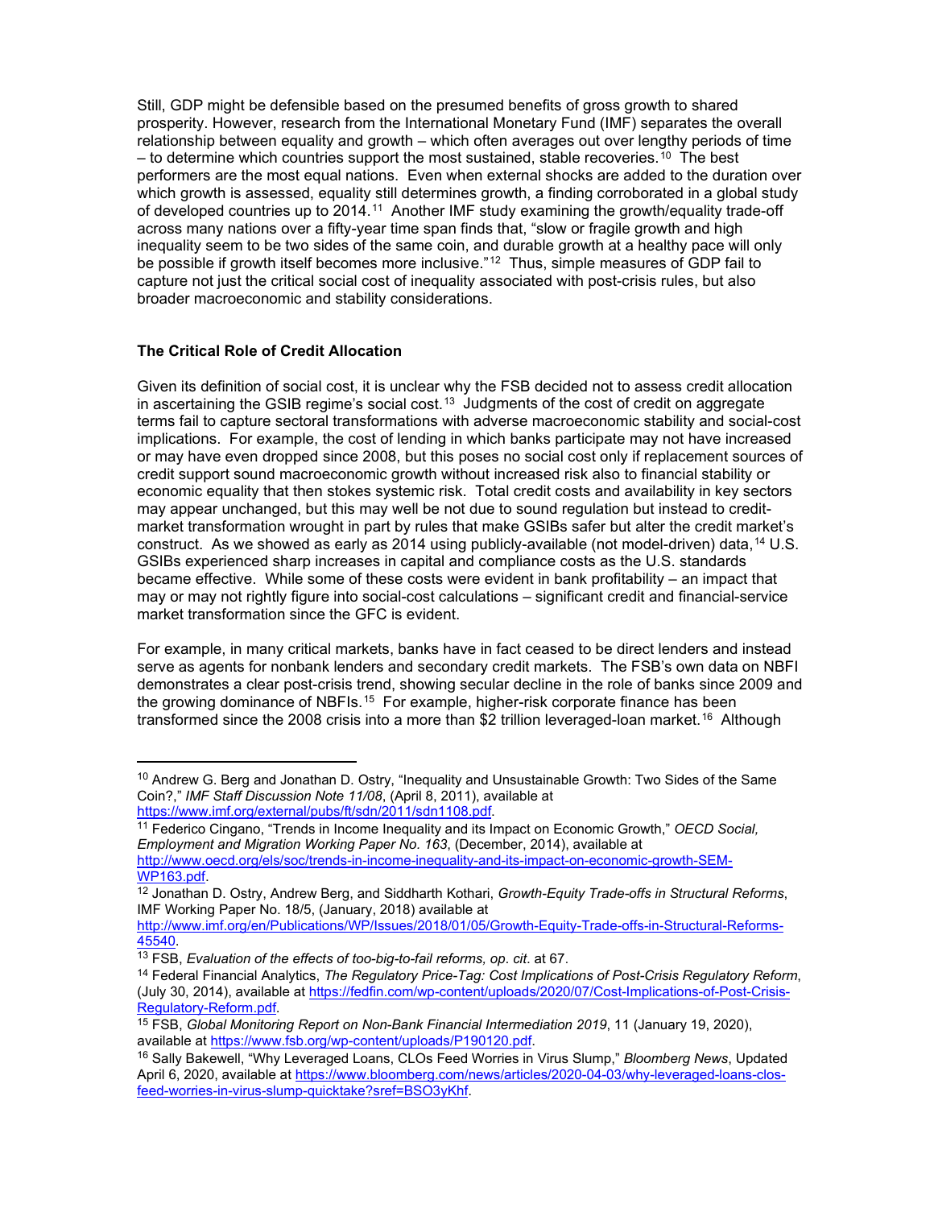Still, GDP might be defensible based on the presumed benefits of gross growth to shared prosperity. However, research from the International Monetary Fund (IMF) separates the overall relationship between equality and growth – which often averages out over lengthy periods of time – to determine which countries support the most sustained, stable recoveries.[10] The best performers are the most equal nations. Even when external shocks are added to the duration over which growth is assessed, equality still determines growth, a finding corroborated in a global study of developed countries up to 2014.[11] Another IMF study examining the growth/equality trade-off across many nations over a fifty-year time span finds that, "slow or fragile growth and high inequality seem to be two sides of the same coin, and durable growth at a healthy pace will only be possible if growth itself becomes more inclusive."[12] Thus, simple measures of GDP fail to capture not just the critical social cost of inequality associated with post-crisis rules, but also broader macroeconomic and stability considerations.

### The Critical Role of Credit Allocation

Given its definition of social cost, it is unclear why the FSB decided not to assess credit allocation in ascertaining the GSIB regime's social cost.[13] Judgments of the cost of credit on aggregate terms fail to capture sectoral transformations with adverse macroeconomic stability and social-cost implications. For example, the cost of lending in which banks participate may not have increased or may have even dropped since 2008, but this poses no social cost only if replacement sources of credit support sound macroeconomic growth without increased risk also to financial stability or economic equality that then stokes systemic risk. Total credit costs and availability in key sectors may appear unchanged, but this may well be not due to sound regulation but instead to credit-market transformation wrought in part by rules that make GSIBs safer but alter the credit market's construct. As we showed as early as 2014 using publicly-available (not model-driven) data,[14] U.S. GSIBs experienced sharp increases in capital and compliance costs as the U.S. standards became effective. While some of these costs were evident in bank profitability – an impact that may or may not rightly figure into social-cost calculations – significant credit and financial-service market transformation since the GFC is evident.

For example, in many critical markets, banks have in fact ceased to be direct lenders and instead serve as agents for nonbank lenders and secondary credit markets. The FSB's own data on NBFI demonstrates a clear post-crisis trend, showing secular decline in the role of banks since 2009 and the growing dominance of NBFIs.[15] For example, higher-risk corporate finance has been transformed since the 2008 crisis into a more than $2 trillion leveraged-loan market.[16] Although

---

[10] Andrew G. Berg and Jonathan D. Ostry, "Inequality and Unsustainable Growth: Two Sides of the Same Coin?," *IMF Staff Discussion Note 11/08*, (April 8, 2011), available at https://www.imf.org/external/pubs/ft/sdn/2011/sdn1108.pdf.

[11] Federico Cingano, "Trends in Income Inequality and its Impact on Economic Growth," *OECD Social, Employment and Migration Working Paper No. 163*, (December, 2014), available at http://www.oecd.org/els/soc/trends-in-income-inequality-and-its-impact-on-economic-growth-SEM-WP163.pdf.

[12] Jonathan D. Ostry, Andrew Berg, and Siddharth Kothari, *Growth-Equity Trade-offs in Structural Reforms*, IMF Working Paper No. 18/5, (January, 2018) available at http://www.imf.org/en/Publications/WP/Issues/2018/01/05/Growth-Equity-Trade-offs-in-Structural-Reforms-45540.

[13] FSB, *Evaluation of the effects of too-big-to-fail reforms, op. cit.* at 67.

[14] Federal Financial Analytics, *The Regulatory Price-Tag: Cost Implications of Post-Crisis Regulatory Reform*, (July 30, 2014), available at https://fedfin.com/wp-content/uploads/2020/07/Cost-Implications-of-Post-Crisis-Regulatory-Reform.pdf.

[15] FSB, *Global Monitoring Report on Non-Bank Financial Intermediation 2019*, 11 (January 19, 2020), available at https://www.fsb.org/wp-content/uploads/P190120.pdf.

[16] Sally Bakewell, "Why Leveraged Loans, CLOs Feed Worries in Virus Slump," *Bloomberg News*, Updated April 6, 2020, available at https://www.bloomberg.com/news/articles/2020-04-03/why-leveraged-loans-clos-feed-worries-in-virus-slump-quicktake?sref=BSO3yKhf.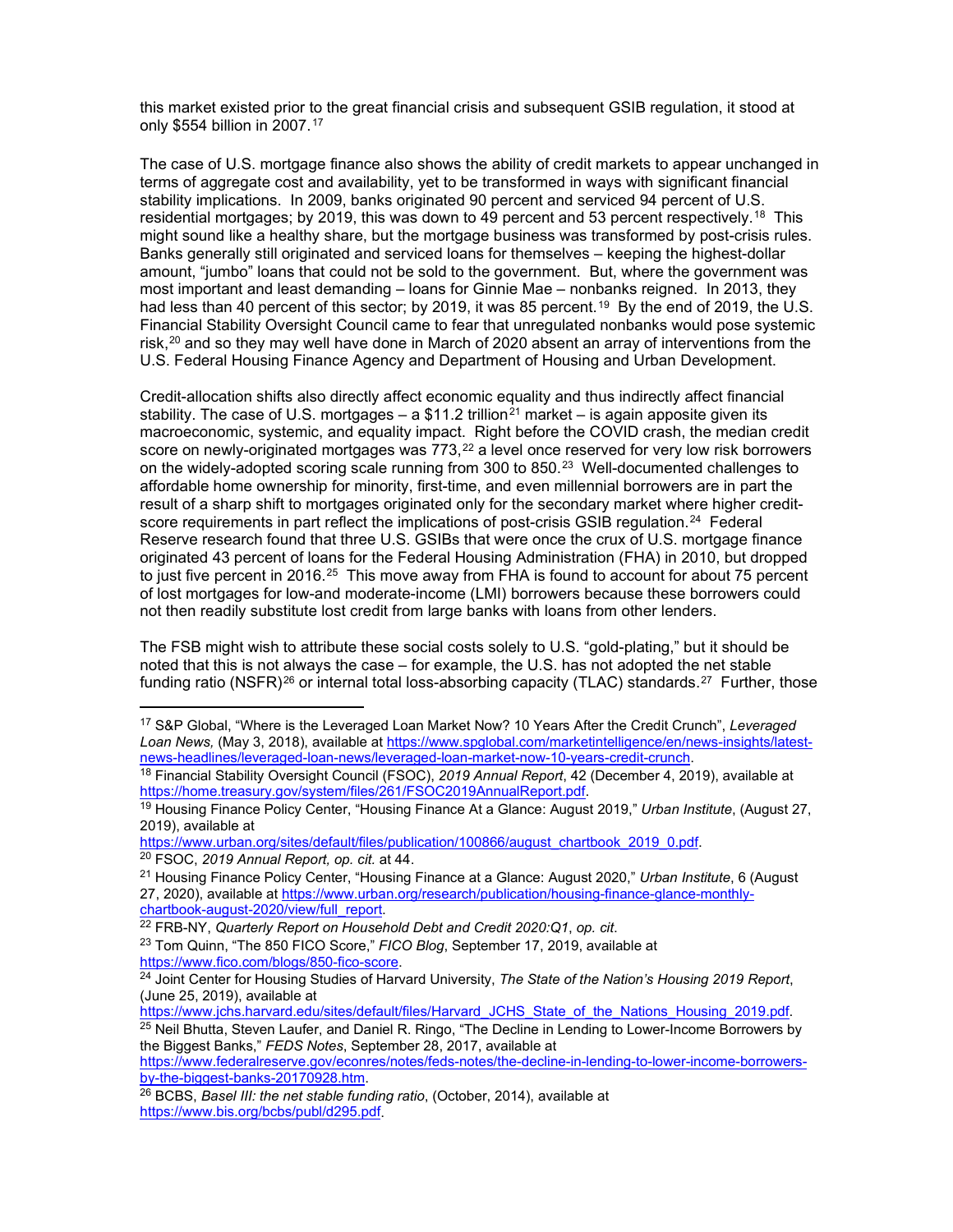this market existed prior to the great financial crisis and subsequent GSIB regulation, it stood at only $554 billion in 2007.[17]

The case of U.S. mortgage finance also shows the ability of credit markets to appear unchanged in terms of aggregate cost and availability, yet to be transformed in ways with significant financial stability implications. In 2009, banks originated 90 percent and serviced 94 percent of U.S. residential mortgages; by 2019, this was down to 49 percent and 53 percent respectively.[18] This might sound like a healthy share, but the mortgage business was transformed by post-crisis rules. Banks generally still originated and serviced loans for themselves – keeping the highest-dollar amount, "jumbo" loans that could not be sold to the government. But, where the government was most important and least demanding – loans for Ginnie Mae – nonbanks reigned. In 2013, they had less than 40 percent of this sector; by 2019, it was 85 percent.[19] By the end of 2019, the U.S. Financial Stability Oversight Council came to fear that unregulated nonbanks would pose systemic risk,[20] and so they may well have done in March of 2020 absent an array of interventions from the U.S. Federal Housing Finance Agency and Department of Housing and Urban Development.

Credit-allocation shifts also directly affect economic equality and thus indirectly affect financial stability. The case of U.S. mortgages – a $11.2 trillion[21] market – is again apposite given its macroeconomic, systemic, and equality impact. Right before the COVID crash, the median credit score on newly-originated mortgages was 773,[22] a level once reserved for very low risk borrowers on the widely-adopted scoring scale running from 300 to 850.[23] Well-documented challenges to affordable home ownership for minority, first-time, and even millennial borrowers are in part the result of a sharp shift to mortgages originated only for the secondary market where higher credit-score requirements in part reflect the implications of post-crisis GSIB regulation.[24] Federal Reserve research found that three U.S. GSIBs that were once the crux of U.S. mortgage finance originated 43 percent of loans for the Federal Housing Administration (FHA) in 2010, but dropped to just five percent in 2016.[25] This move away from FHA is found to account for about 75 percent of lost mortgages for low-and moderate-income (LMI) borrowers because these borrowers could not then readily substitute lost credit from large banks with loans from other lenders.

The FSB might wish to attribute these social costs solely to U.S. "gold-plating," but it should be noted that this is not always the case – for example, the U.S. has not adopted the net stable funding ratio (NSFR)[26] or internal total loss-absorbing capacity (TLAC) standards.[27] Further, those

---

[17] S&P Global, "Where is the Leveraged Loan Market Now? 10 Years After the Credit Crunch", *Leveraged Loan News,* (May 3, 2018), available at https://www.spglobal.com/marketintelligence/en/news-insights/latest-news-headlines/leveraged-loan-news/leveraged-loan-market-now-10-years-credit-crunch.

[18] Financial Stability Oversight Council (FSOC), *2019 Annual Report*, 42 (December 4, 2019), available at https://home.treasury.gov/system/files/261/FSOC2019AnnualReport.pdf.

[19] Housing Finance Policy Center, "Housing Finance At a Glance: August 2019," *Urban Institute*, (August 27, 2019), available at https://www.urban.org/sites/default/files/publication/100866/august_chartbook_2019_0.pdf.

[20] FSOC, *2019 Annual Report, op. cit.* at 44.

[21] Housing Finance Policy Center, "Housing Finance at a Glance: August 2020," *Urban Institute*, 6 (August 27, 2020), available at https://www.urban.org/research/publication/housing-finance-glance-monthly-chartbook-august-2020/view/full_report.

[22] FRB-NY, *Quarterly Report on Household Debt and Credit 2020:Q1*, *op. cit.*

[23] Tom Quinn, "The 850 FICO Score," *FICO Blog*, September 17, 2019, available at https://www.fico.com/blogs/850-fico-score.

[24] Joint Center for Housing Studies of Harvard University, *The State of the Nation's Housing 2019 Report*, (June 25, 2019), available at https://www.jchs.harvard.edu/sites/default/files/Harvard_JCHS_State_of_the_Nations_Housing_2019.pdf.

[25] Neil Bhutta, Steven Laufer, and Daniel R. Ringo, "The Decline in Lending to Lower-Income Borrowers by the Biggest Banks," *FEDS Notes*, September 28, 2017, available at https://www.federalreserve.gov/econres/notes/feds-notes/the-decline-in-lending-to-lower-income-borrowers-by-the-biggest-banks-20170928.htm.

[26] BCBS, *Basel III: the net stable funding ratio*, (October, 2014), available at https://www.bis.org/bcbs/publ/d295.pdf.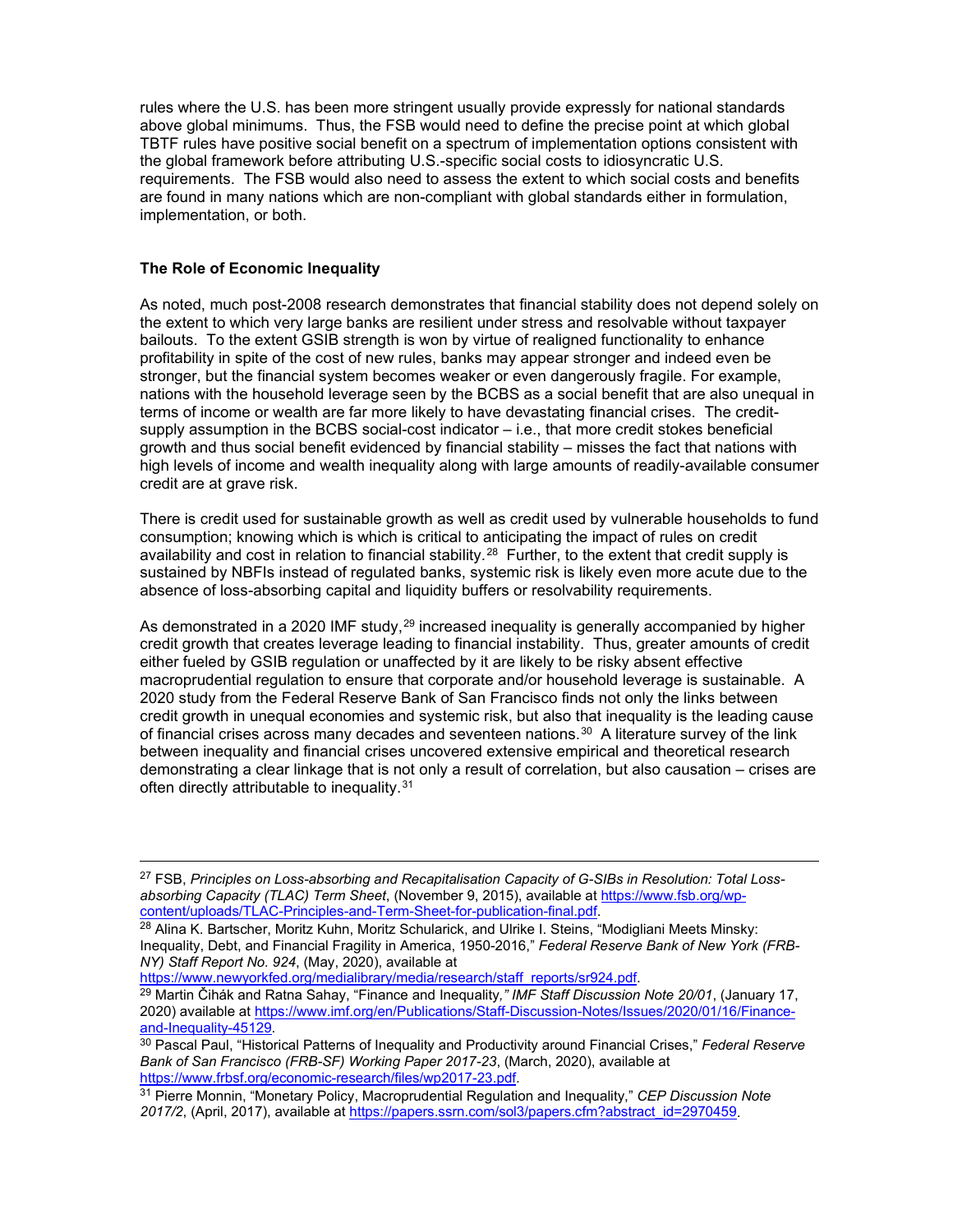rules where the U.S. has been more stringent usually provide expressly for national standards above global minimums. Thus, the FSB would need to define the precise point at which global TBTF rules have positive social benefit on a spectrum of implementation options consistent with the global framework before attributing U.S.-specific social costs to idiosyncratic U.S. requirements. The FSB would also need to assess the extent to which social costs and benefits are found in many nations which are non-compliant with global standards either in formulation, implementation, or both.

**The Role of Economic Inequality**

As noted, much post-2008 research demonstrates that financial stability does not depend solely on the extent to which very large banks are resilient under stress and resolvable without taxpayer bailouts. To the extent GSIB strength is won by virtue of realigned functionality to enhance profitability in spite of the cost of new rules, banks may appear stronger and indeed even be stronger, but the financial system becomes weaker or even dangerously fragile. For example, nations with the household leverage seen by the BCBS as a social benefit that are also unequal in terms of income or wealth are far more likely to have devastating financial crises. The credit-supply assumption in the BCBS social-cost indicator – i.e., that more credit stokes beneficial growth and thus social benefit evidenced by financial stability – misses the fact that nations with high levels of income and wealth inequality along with large amounts of readily-available consumer credit are at grave risk.

There is credit used for sustainable growth as well as credit used by vulnerable households to fund consumption; knowing which is which is critical to anticipating the impact of rules on credit availability and cost in relation to financial stability.[28] Further, to the extent that credit supply is sustained by NBFIs instead of regulated banks, systemic risk is likely even more acute due to the absence of loss-absorbing capital and liquidity buffers or resolvability requirements.

As demonstrated in a 2020 IMF study,[29] increased inequality is generally accompanied by higher credit growth that creates leverage leading to financial instability. Thus, greater amounts of credit either fueled by GSIB regulation or unaffected by it are likely to be risky absent effective macroprudential regulation to ensure that corporate and/or household leverage is sustainable. A 2020 study from the Federal Reserve Bank of San Francisco finds not only the links between credit growth in unequal economies and systemic risk, but also that inequality is the leading cause of financial crises across many decades and seventeen nations.[30] A literature survey of the link between inequality and financial crises uncovered extensive empirical and theoretical research demonstrating a clear linkage that is not only a result of correlation, but also causation – crises are often directly attributable to inequality.[31]

---

[27] FSB, *Principles on Loss-absorbing and Recapitalisation Capacity of G-SIBs in Resolution: Total Loss-absorbing Capacity (TLAC) Term Sheet*, (November 9, 2015), available at https://www.fsb.org/wp-content/uploads/TLAC-Principles-and-Term-Sheet-for-publication-final.pdf.

[28] Alina K. Bartscher, Moritz Kuhn, Moritz Schularick, and Ulrike I. Steins, "Modigliani Meets Minsky: Inequality, Debt, and Financial Fragility in America, 1950-2016," *Federal Reserve Bank of New York (FRB-NY) Staff Report No. 924*, (May, 2020), available at https://www.newyorkfed.org/medialibrary/media/research/staff_reports/sr924.pdf.

[29] Martin Čihák and Ratna Sahay, "Finance and Inequality*," IMF Staff Discussion Note 20/01*, (January 17, 2020) available at https://www.imf.org/en/Publications/Staff-Discussion-Notes/Issues/2020/01/16/Finance-and-Inequality-45129.

[30] Pascal Paul, "Historical Patterns of Inequality and Productivity around Financial Crises," *Federal Reserve Bank of San Francisco (FRB-SF) Working Paper 2017-23*, (March, 2020), available at https://www.frbsf.org/economic-research/files/wp2017-23.pdf.

[31] Pierre Monnin, "Monetary Policy, Macroprudential Regulation and Inequality," *CEP Discussion Note 2017/2*, (April, 2017), available at https://papers.ssrn.com/sol3/papers.cfm?abstract_id=2970459.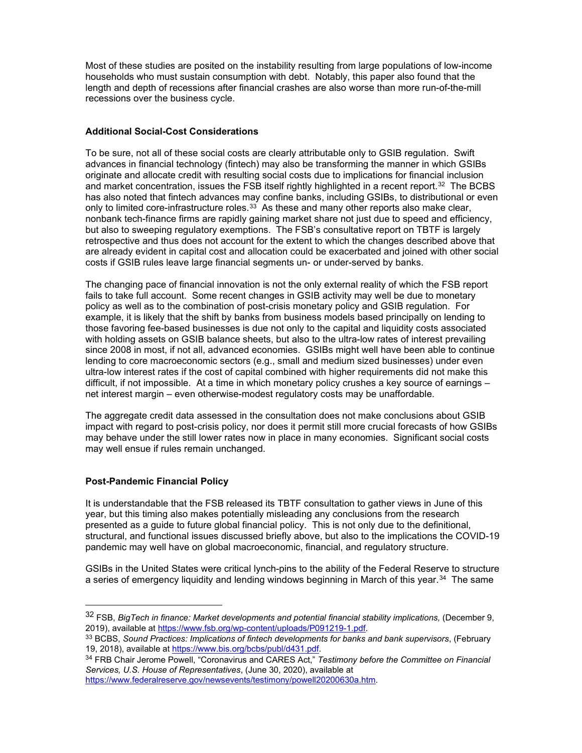Most of these studies are posited on the instability resulting from large populations of low-income households who must sustain consumption with debt. Notably, this paper also found that the length and depth of recessions after financial crashes are also worse than more run-of-the-mill recessions over the business cycle.

**Additional Social-Cost Considerations**

To be sure, not all of these social costs are clearly attributable only to GSIB regulation. Swift advances in financial technology (fintech) may also be transforming the manner in which GSIBs originate and allocate credit with resulting social costs due to implications for financial inclusion and market concentration, issues the FSB itself rightly highlighted in a recent report.[32] The BCBS has also noted that fintech advances may confine banks, including GSIBs, to distributional or even only to limited core-infrastructure roles.[33] As these and many other reports also make clear, nonbank tech-finance firms are rapidly gaining market share not just due to speed and efficiency, but also to sweeping regulatory exemptions. The FSB's consultative report on TBTF is largely retrospective and thus does not account for the extent to which the changes described above that are already evident in capital cost and allocation could be exacerbated and joined with other social costs if GSIB rules leave large financial segments un- or under-served by banks.

The changing pace of financial innovation is not the only external reality of which the FSB report fails to take full account. Some recent changes in GSIB activity may well be due to monetary policy as well as to the combination of post-crisis monetary policy and GSIB regulation. For example, it is likely that the shift by banks from business models based principally on lending to those favoring fee-based businesses is due not only to the capital and liquidity costs associated with holding assets on GSIB balance sheets, but also to the ultra-low rates of interest prevailing since 2008 in most, if not all, advanced economies. GSIBs might well have been able to continue lending to core macroeconomic sectors (e.g., small and medium sized businesses) under even ultra-low interest rates if the cost of capital combined with higher requirements did not make this difficult, if not impossible. At a time in which monetary policy crushes a key source of earnings – net interest margin – even otherwise-modest regulatory costs may be unaffordable.

The aggregate credit data assessed in the consultation does not make conclusions about GSIB impact with regard to post-crisis policy, nor does it permit still more crucial forecasts of how GSIBs may behave under the still lower rates now in place in many economies. Significant social costs may well ensue if rules remain unchanged.

**Post-Pandemic Financial Policy**

It is understandable that the FSB released its TBTF consultation to gather views in June of this year, but this timing also makes potentially misleading any conclusions from the research presented as a guide to future global financial policy. This is not only due to the definitional, structural, and functional issues discussed briefly above, but also to the implications the COVID-19 pandemic may well have on global macroeconomic, financial, and regulatory structure.

GSIBs in the United States were critical lynch-pins to the ability of the Federal Reserve to structure a series of emergency liquidity and lending windows beginning in March of this year.[34] The same

---

[32] FSB, *BigTech in finance: Market developments and potential financial stability implications,* (December 9, 2019), available at https://www.fsb.org/wp-content/uploads/P091219-1.pdf.

[33] BCBS, *Sound Practices: Implications of fintech developments for banks and bank supervisors*, (February 19, 2018), available at https://www.bis.org/bcbs/publ/d431.pdf.

[34] FRB Chair Jerome Powell, "Coronavirus and CARES Act," *Testimony before the Committee on Financial Services, U.S. House of Representatives*, (June 30, 2020), available at https://www.federalreserve.gov/newsevents/testimony/powell20200630a.htm.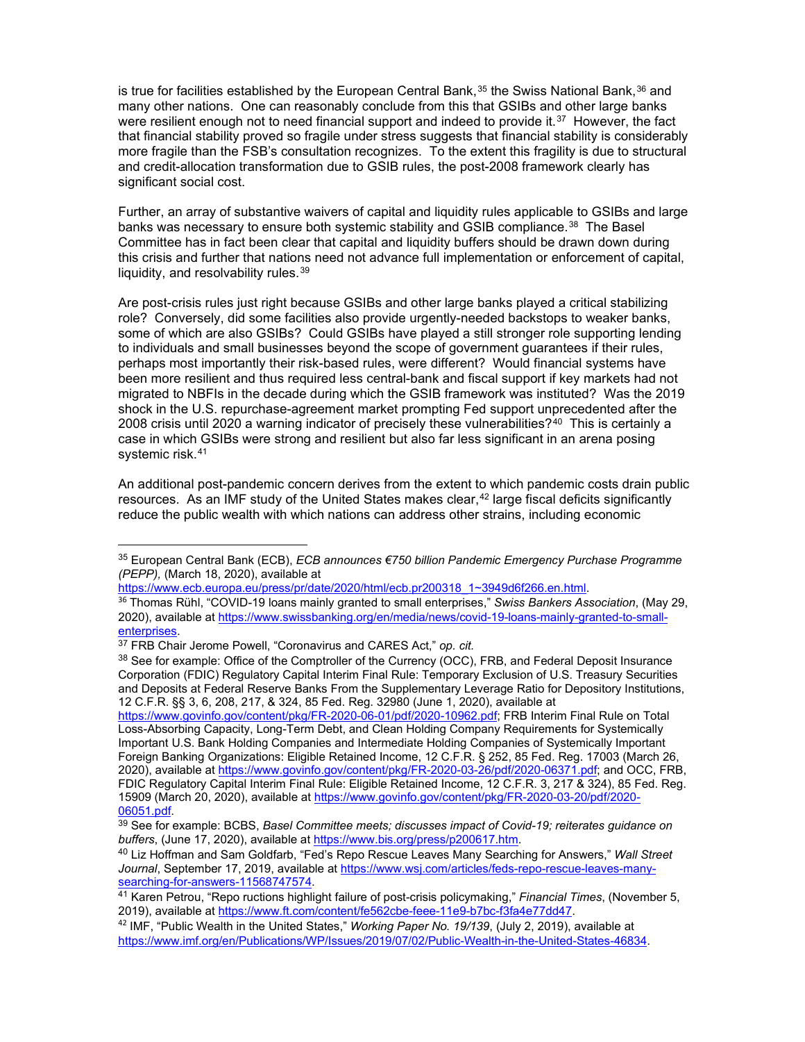is true for facilities established by the European Central Bank,[35] the Swiss National Bank,[36] and many other nations. One can reasonably conclude from this that GSIBs and other large banks were resilient enough not to need financial support and indeed to provide it.[37] However, the fact that financial stability proved so fragile under stress suggests that financial stability is considerably more fragile than the FSB's consultation recognizes. To the extent this fragility is due to structural and credit-allocation transformation due to GSIB rules, the post-2008 framework clearly has significant social cost.

Further, an array of substantive waivers of capital and liquidity rules applicable to GSIBs and large banks was necessary to ensure both systemic stability and GSIB compliance.[38] The Basel Committee has in fact been clear that capital and liquidity buffers should be drawn down during this crisis and further that nations need not advance full implementation or enforcement of capital, liquidity, and resolvability rules.[39]

Are post-crisis rules just right because GSIBs and other large banks played a critical stabilizing role? Conversely, did some facilities also provide urgently-needed backstops to weaker banks, some of which are also GSIBs? Could GSIBs have played a still stronger role supporting lending to individuals and small businesses beyond the scope of government guarantees if their rules, perhaps most importantly their risk-based rules, were different? Would financial systems have been more resilient and thus required less central-bank and fiscal support if key markets had not migrated to NBFIs in the decade during which the GSIB framework was instituted? Was the 2019 shock in the U.S. repurchase-agreement market prompting Fed support unprecedented after the 2008 crisis until 2020 a warning indicator of precisely these vulnerabilities?[40] This is certainly a case in which GSIBs were strong and resilient but also far less significant in an arena posing systemic risk.[41]

An additional post-pandemic concern derives from the extent to which pandemic costs drain public resources. As an IMF study of the United States makes clear,[42] large fiscal deficits significantly reduce the public wealth with which nations can address other strains, including economic

---

[35] European Central Bank (ECB), *ECB announces €750 billion Pandemic Emergency Purchase Programme (PEPP),* (March 18, 2020), available at https://www.ecb.europa.eu/press/pr/date/2020/html/ecb.pr200318_1~3949d6f266.en.html.

[36] Thomas Rühl, "COVID-19 loans mainly granted to small enterprises," *Swiss Bankers Association*, (May 29, 2020), available at https://www.swissbanking.org/en/media/news/covid-19-loans-mainly-granted-to-small-enterprises.

[37] FRB Chair Jerome Powell, "Coronavirus and CARES Act," *op. cit.*

[38] See for example: Office of the Comptroller of the Currency (OCC), FRB, and Federal Deposit Insurance Corporation (FDIC) Regulatory Capital Interim Final Rule: Temporary Exclusion of U.S. Treasury Securities and Deposits at Federal Reserve Banks From the Supplementary Leverage Ratio for Depository Institutions, 12 C.F.R. §§ 3, 6, 208, 217, & 324, 85 Fed. Reg. 32980 (June 1, 2020), available at https://www.govinfo.gov/content/pkg/FR-2020-06-01/pdf/2020-10962.pdf; FRB Interim Final Rule on Total Loss-Absorbing Capacity, Long-Term Debt, and Clean Holding Company Requirements for Systemically Important U.S. Bank Holding Companies and Intermediate Holding Companies of Systemically Important Foreign Banking Organizations: Eligible Retained Income, 12 C.F.R. § 252, 85 Fed. Reg. 17003 (March 26, 2020), available at https://www.govinfo.gov/content/pkg/FR-2020-03-26/pdf/2020-06371.pdf; and OCC, FRB, FDIC Regulatory Capital Interim Final Rule: Eligible Retained Income, 12 C.F.R. 3, 217 & 324), 85 Fed. Reg. 15909 (March 20, 2020), available at https://www.govinfo.gov/content/pkg/FR-2020-03-20/pdf/2020-06051.pdf.

[39] See for example: BCBS, *Basel Committee meets; discusses impact of Covid-19; reiterates guidance on buffers*, (June 17, 2020), available at https://www.bis.org/press/p200617.htm.

[40] Liz Hoffman and Sam Goldfarb, "Fed's Repo Rescue Leaves Many Searching for Answers," *Wall Street Journal*, September 17, 2019, available at https://www.wsj.com/articles/feds-repo-rescue-leaves-many-searching-for-answers-11568747574.

[41] Karen Petrou, "Repo ructions highlight failure of post-crisis policymaking," *Financial Times*, (November 5, 2019), available at https://www.ft.com/content/fe562cbe-feee-11e9-b7bc-f3fa4e77dd47.

[42] IMF, "Public Wealth in the United States," *Working Paper No. 19/139*, (July 2, 2019), available at https://www.imf.org/en/Publications/WP/Issues/2019/07/02/Public-Wealth-in-the-United-States-46834.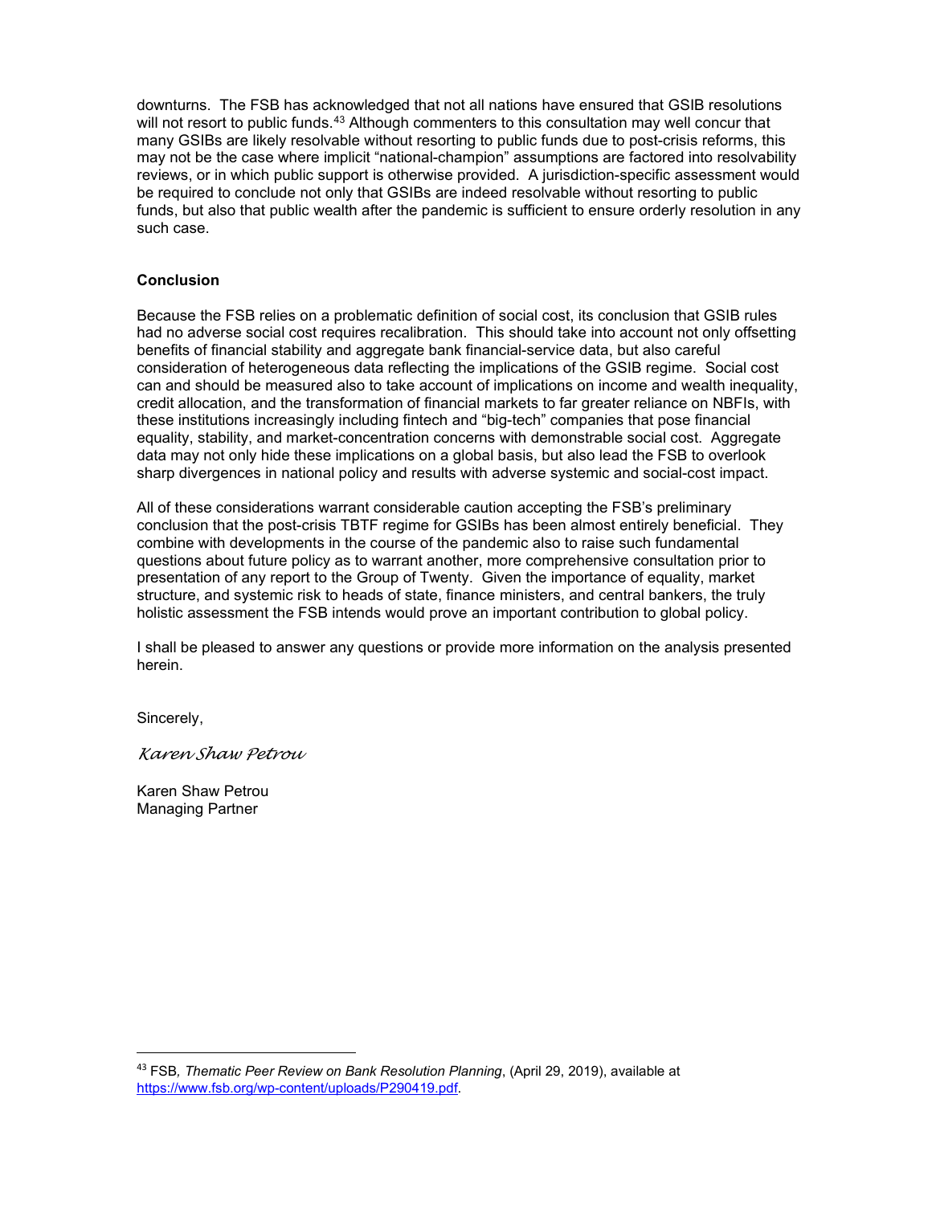downturns. The FSB has acknowledged that not all nations have ensured that GSIB resolutions will not resort to public funds.[43] Although commenters to this consultation may well concur that many GSIBs are likely resolvable without resorting to public funds due to post-crisis reforms, this may not be the case where implicit "national-champion" assumptions are factored into resolvability reviews, or in which public support is otherwise provided. A jurisdiction-specific assessment would be required to conclude not only that GSIBs are indeed resolvable without resorting to public funds, but also that public wealth after the pandemic is sufficient to ensure orderly resolution in any such case.

**Conclusion**

Because the FSB relies on a problematic definition of social cost, its conclusion that GSIB rules had no adverse social cost requires recalibration. This should take into account not only offsetting benefits of financial stability and aggregate bank financial-service data, but also careful consideration of heterogeneous data reflecting the implications of the GSIB regime. Social cost can and should be measured also to take account of implications on income and wealth inequality, credit allocation, and the transformation of financial markets to far greater reliance on NBFIs, with these institutions increasingly including fintech and "big-tech" companies that pose financial equality, stability, and market-concentration concerns with demonstrable social cost. Aggregate data may not only hide these implications on a global basis, but also lead the FSB to overlook sharp divergences in national policy and results with adverse systemic and social-cost impact.

All of these considerations warrant considerable caution accepting the FSB's preliminary conclusion that the post-crisis TBTF regime for GSIBs has been almost entirely beneficial. They combine with developments in the course of the pandemic also to raise such fundamental questions about future policy as to warrant another, more comprehensive consultation prior to presentation of any report to the Group of Twenty. Given the importance of equality, market structure, and systemic risk to heads of state, finance ministers, and central bankers, the truly holistic assessment the FSB intends would prove an important contribution to global policy.

I shall be pleased to answer any questions or provide more information on the analysis presented herein.

Sincerely,

*Karen Shaw Petrou*

Karen Shaw Petrou
Managing Partner

---

[43] FSB*, Thematic Peer Review on Bank Resolution Planning*, (April 29, 2019), available at https://www.fsb.org/wp-content/uploads/P290419.pdf.